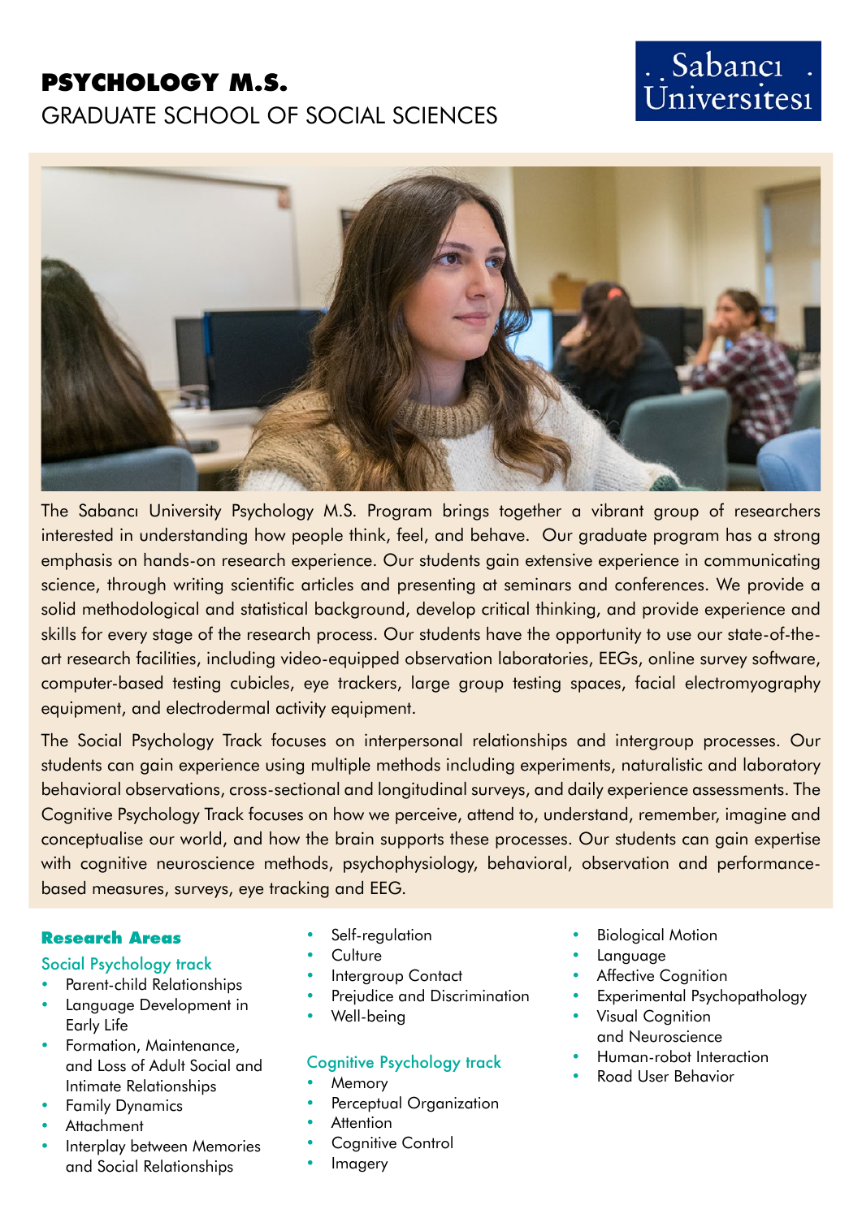# PSYCHOLOGY M.S.

## GRADUATE SCHOOL OF SOCIAL SCIENCES

Sabancı Universitesi

The Sabancı University Psychology M.S. Program brings together a vibrant group of researchers interested in understanding how people think, feel, and behave. Our graduate program has a strong emphasis on hands-on research experience. Our students gain extensive experience in communicating science, through writing scientific articles and presenting at seminars and conferences. We provide a solid methodological and statistical background, develop critical thinking, and provide experience and skills for every stage of the research process. Our students have the opportunity to use our state-of-the-art research facilities, including video-equipped observation laboratories, EEGs, online survey software, computer-based testing cubicles, eye trackers, large group testing spaces, facial electromyography equipment, and electrodermal activity equipment.

The Social Psychology Track focuses on interpersonal relationships and intergroup processes. Our students can gain experience using multiple methods including experiments, naturalistic and laboratory behavioral observations, cross-sectional and longitudinal surveys, and daily experience assessments. The Cognitive Psychology Track focuses on how we perceive, attend to, understand, remember, imagine and conceptualise our world, and how the brain supports these processes. Our students can gain expertise with cognitive neuroscience methods, psychophysiology, behavioral, observation and performance-based measures, surveys, eye tracking and EEG.

### Research Areas

#### Social Psychology track

- Parent-child Relationships
- Language Development in Early Life
- Formation, Maintenance, and Loss of Adult Social and Intimate Relationships
- Family Dynamics
- Attachment
- Interplay between Memories and Social Relationships
- Self-regulation
- Culture
- Intergroup Contact
- Prejudice and Discrimination
- Well-being

#### Cognitive Psychology track

- Memory
- Perceptual Organization
- Attention
- Cognitive Control
- Imagery
- Biological Motion
- Language
- Affective Cognition
- Experimental Psychopathology
- Visual Cognition and Neuroscience
- Human-robot Interaction
- Road User Behavior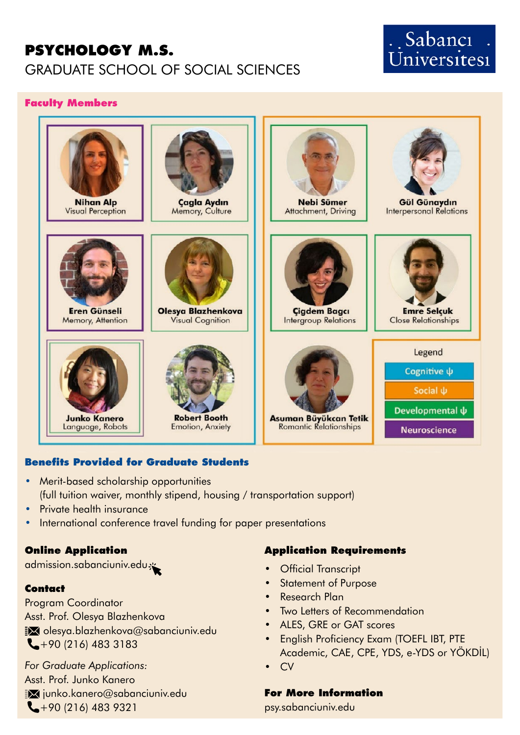# PSYCHOLOGY M.S.

## GRADUATE SCHOOL OF SOCIAL SCIENCES

Sabancı Üniversitesi

### Faculty Members

**Nihan Alp**
Visual Perception

**Çagla Aydın**
Memory, Culture

**Nebi Sümer**
Attachment, Driving

**Gül Günaydın**
Interpersonal Relations

**Eren Günseli**
Memory, Attention

**Olesya Blazhenkova**
Visual Cognition

**Çigdem Bagcı**
Intergroup Relations

**Emre Selçuk**
Close Relationships

**Junko Kanero**
Language, Robots

**Robert Booth**
Emotion, Anxiety

**Asuman Büyükcan Tetik**
Romantic Relationships

Legend
- Cognitive ψ
- Social ψ
- Developmental ψ
- Neuroscience

### Benefits Provided for Graduate Students

- Merit-based scholarship opportunities
  (full tuition waiver, monthly stipend, housing / transportation support)
- Private health insurance
- International conference travel funding for paper presentations

### Online Application

admission.sabanciuniv.edu

### Contact

Program Coordinator
Asst. Prof. Olesya Blazhenkova
olesya.blazhenkova@sabanciuniv.edu
+90 (216) 483 3183

*For Graduate Applications:*
Asst. Prof. Junko Kanero
junko.kanero@sabanciuniv.edu
+90 (216) 483 9321

### Application Requirements

- Official Transcript
- Statement of Purpose
- Research Plan
- Two Letters of Recommendation
- ALES, GRE or GAT scores
- English Proficiency Exam (TOEFL IBT, PTE Academic, CAE, CPE, YDS, e-YDS or YÖKDİL)
- CV

### For More Information

psy.sabanciuniv.edu